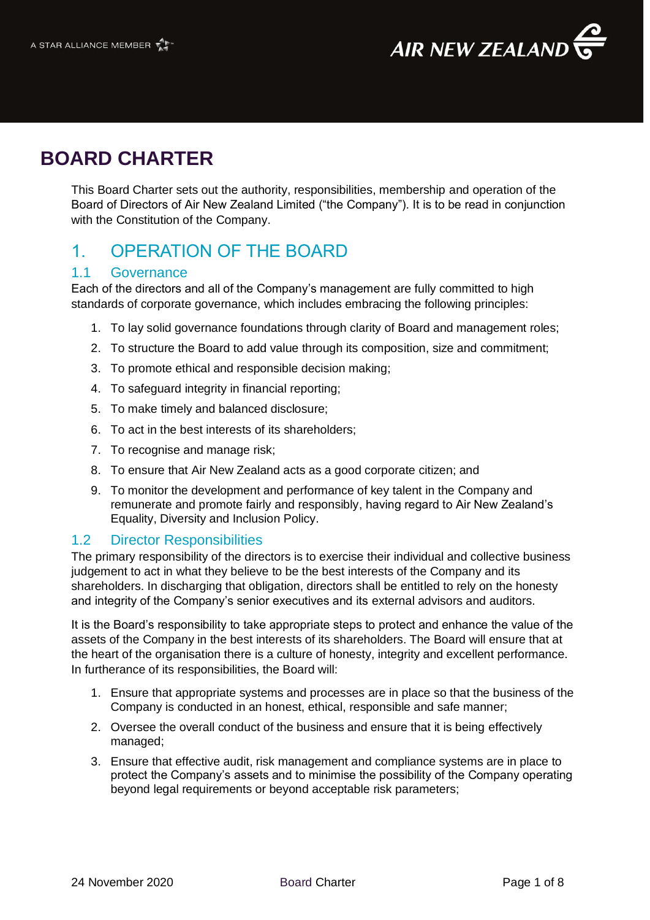# BOARD CHARTER

This Board Charter sets out the authority, responsibilities, membership and operation of the Board of Directors of Air New Zealand Limited ("the Company"). It is to be read in conjunction with the Constitution of the Company.

## 1. OPERATION OF THE BOARD

### 1.1 Governance

Each of the directors and all of the Company's management are fully committed to high standards of corporate governance, which includes embracing the following principles:

1. To lay solid governance foundations through clarity of Board and management roles;
2. To structure the Board to add value through its composition, size and commitment;
3. To promote ethical and responsible decision making;
4. To safeguard integrity in financial reporting;
5. To make timely and balanced disclosure;
6. To act in the best interests of its shareholders;
7. To recognise and manage risk;
8. To ensure that Air New Zealand acts as a good corporate citizen; and
9. To monitor the development and performance of key talent in the Company and remunerate and promote fairly and responsibly, having regard to Air New Zealand's Equality, Diversity and Inclusion Policy.

### 1.2 Director Responsibilities

The primary responsibility of the directors is to exercise their individual and collective business judgement to act in what they believe to be the best interests of the Company and its shareholders. In discharging that obligation, directors shall be entitled to rely on the honesty and integrity of the Company's senior executives and its external advisors and auditors.

It is the Board's responsibility to take appropriate steps to protect and enhance the value of the assets of the Company in the best interests of its shareholders. The Board will ensure that at the heart of the organisation there is a culture of honesty, integrity and excellent performance. In furtherance of its responsibilities, the Board will:

1. Ensure that appropriate systems and processes are in place so that the business of the Company is conducted in an honest, ethical, responsible and safe manner;
2. Oversee the overall conduct of the business and ensure that it is being effectively managed;
3. Ensure that effective audit, risk management and compliance systems are in place to protect the Company's assets and to minimise the possibility of the Company operating beyond legal requirements or beyond acceptable risk parameters;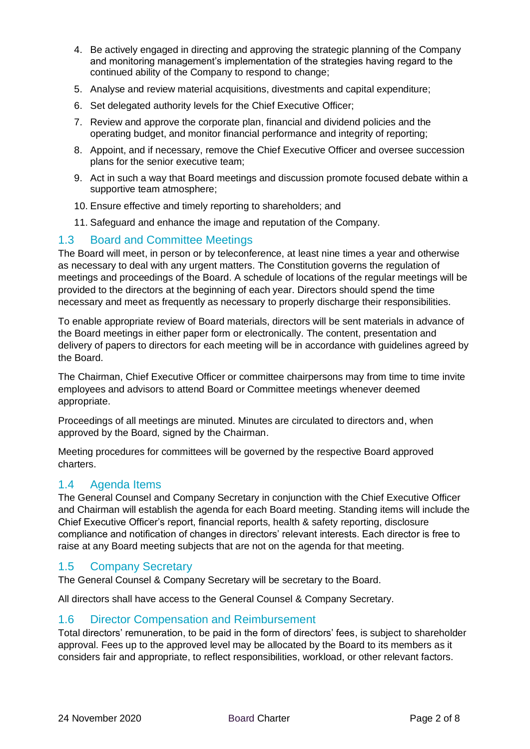4. Be actively engaged in directing and approving the strategic planning of the Company and monitoring management's implementation of the strategies having regard to the continued ability of the Company to respond to change;
5. Analyse and review material acquisitions, divestments and capital expenditure;
6. Set delegated authority levels for the Chief Executive Officer;
7. Review and approve the corporate plan, financial and dividend policies and the operating budget, and monitor financial performance and integrity of reporting;
8. Appoint, and if necessary, remove the Chief Executive Officer and oversee succession plans for the senior executive team;
9. Act in such a way that Board meetings and discussion promote focused debate within a supportive team atmosphere;
10. Ensure effective and timely reporting to shareholders; and
11. Safeguard and enhance the image and reputation of the Company.

## 1.3 Board and Committee Meetings

The Board will meet, in person or by teleconference, at least nine times a year and otherwise as necessary to deal with any urgent matters. The Constitution governs the regulation of meetings and proceedings of the Board. A schedule of locations of the regular meetings will be provided to the directors at the beginning of each year. Directors should spend the time necessary and meet as frequently as necessary to properly discharge their responsibilities.

To enable appropriate review of Board materials, directors will be sent materials in advance of the Board meetings in either paper form or electronically. The content, presentation and delivery of papers to directors for each meeting will be in accordance with guidelines agreed by the Board.

The Chairman, Chief Executive Officer or committee chairpersons may from time to time invite employees and advisors to attend Board or Committee meetings whenever deemed appropriate.

Proceedings of all meetings are minuted. Minutes are circulated to directors and, when approved by the Board, signed by the Chairman.

Meeting procedures for committees will be governed by the respective Board approved charters.

## 1.4 Agenda Items

The General Counsel and Company Secretary in conjunction with the Chief Executive Officer and Chairman will establish the agenda for each Board meeting. Standing items will include the Chief Executive Officer's report, financial reports, health & safety reporting, disclosure compliance and notification of changes in directors' relevant interests. Each director is free to raise at any Board meeting subjects that are not on the agenda for that meeting.

## 1.5 Company Secretary

The General Counsel & Company Secretary will be secretary to the Board.

All directors shall have access to the General Counsel & Company Secretary.

## 1.6 Director Compensation and Reimbursement

Total directors' remuneration, to be paid in the form of directors' fees, is subject to shareholder approval. Fees up to the approved level may be allocated by the Board to its members as it considers fair and appropriate, to reflect responsibilities, workload, or other relevant factors.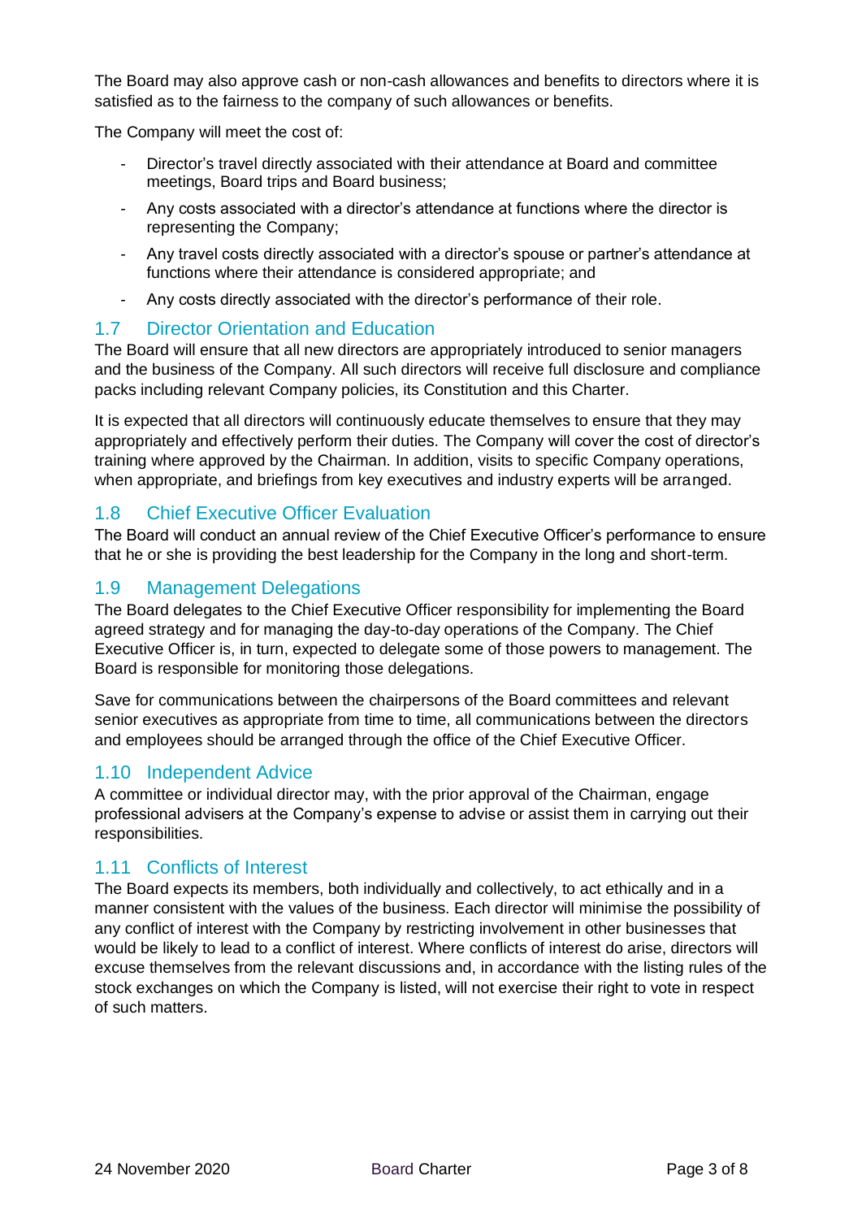The Board may also approve cash or non-cash allowances and benefits to directors where it is satisfied as to the fairness to the company of such allowances or benefits.

The Company will meet the cost of:

- Director's travel directly associated with their attendance at Board and committee meetings, Board trips and Board business;
- Any costs associated with a director's attendance at functions where the director is representing the Company;
- Any travel costs directly associated with a director's spouse or partner's attendance at functions where their attendance is considered appropriate; and
- Any costs directly associated with the director's performance of their role.

## 1.7 Director Orientation and Education

The Board will ensure that all new directors are appropriately introduced to senior managers and the business of the Company. All such directors will receive full disclosure and compliance packs including relevant Company policies, its Constitution and this Charter.

It is expected that all directors will continuously educate themselves to ensure that they may appropriately and effectively perform their duties. The Company will cover the cost of director's training where approved by the Chairman. In addition, visits to specific Company operations, when appropriate, and briefings from key executives and industry experts will be arranged.

## 1.8 Chief Executive Officer Evaluation

The Board will conduct an annual review of the Chief Executive Officer's performance to ensure that he or she is providing the best leadership for the Company in the long and short-term.

## 1.9 Management Delegations

The Board delegates to the Chief Executive Officer responsibility for implementing the Board agreed strategy and for managing the day-to-day operations of the Company. The Chief Executive Officer is, in turn, expected to delegate some of those powers to management. The Board is responsible for monitoring those delegations.

Save for communications between the chairpersons of the Board committees and relevant senior executives as appropriate from time to time, all communications between the directors and employees should be arranged through the office of the Chief Executive Officer.

## 1.10 Independent Advice

A committee or individual director may, with the prior approval of the Chairman, engage professional advisers at the Company's expense to advise or assist them in carrying out their responsibilities.

## 1.11 Conflicts of Interest

The Board expects its members, both individually and collectively, to act ethically and in a manner consistent with the values of the business. Each director will minimise the possibility of any conflict of interest with the Company by restricting involvement in other businesses that would be likely to lead to a conflict of interest. Where conflicts of interest do arise, directors will excuse themselves from the relevant discussions and, in accordance with the listing rules of the stock exchanges on which the Company is listed, will not exercise their right to vote in respect of such matters.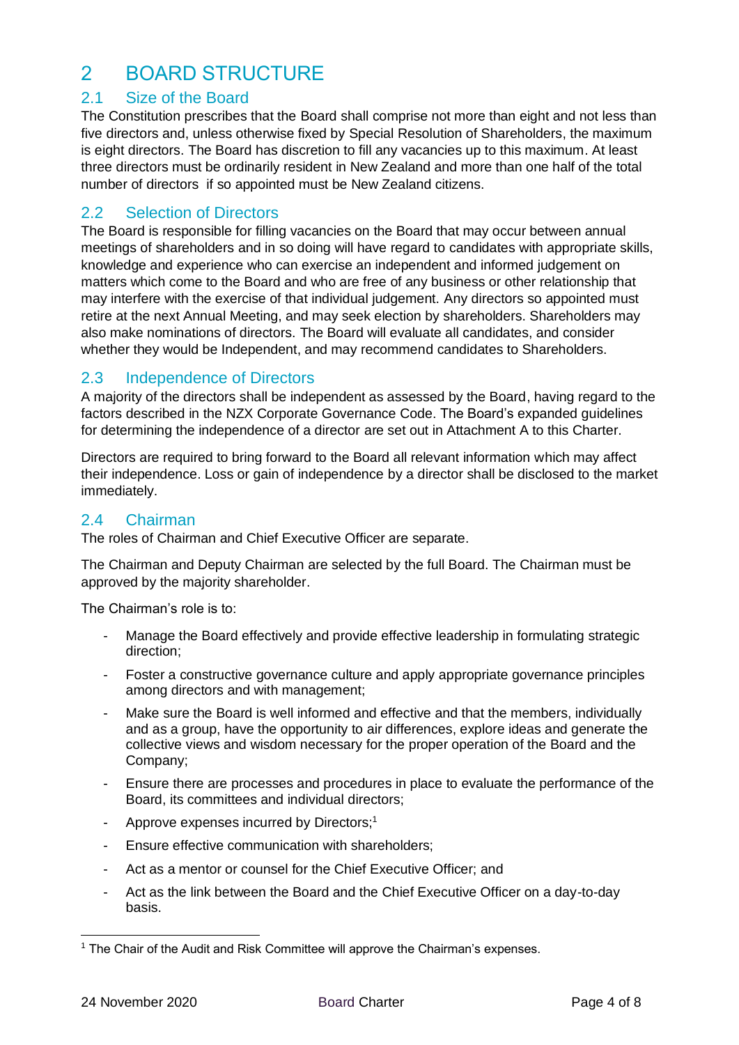# 2 BOARD STRUCTURE

## 2.1 Size of the Board

The Constitution prescribes that the Board shall comprise not more than eight and not less than five directors and, unless otherwise fixed by Special Resolution of Shareholders, the maximum is eight directors. The Board has discretion to fill any vacancies up to this maximum. At least three directors must be ordinarily resident in New Zealand and more than one half of the total number of directors if so appointed must be New Zealand citizens.

## 2.2 Selection of Directors

The Board is responsible for filling vacancies on the Board that may occur between annual meetings of shareholders and in so doing will have regard to candidates with appropriate skills, knowledge and experience who can exercise an independent and informed judgement on matters which come to the Board and who are free of any business or other relationship that may interfere with the exercise of that individual judgement. Any directors so appointed must retire at the next Annual Meeting, and may seek election by shareholders. Shareholders may also make nominations of directors. The Board will evaluate all candidates, and consider whether they would be Independent, and may recommend candidates to Shareholders.

## 2.3 Independence of Directors

A majority of the directors shall be independent as assessed by the Board, having regard to the factors described in the NZX Corporate Governance Code. The Board's expanded guidelines for determining the independence of a director are set out in Attachment A to this Charter.

Directors are required to bring forward to the Board all relevant information which may affect their independence. Loss or gain of independence by a director shall be disclosed to the market immediately.

## 2.4 Chairman

The roles of Chairman and Chief Executive Officer are separate.

The Chairman and Deputy Chairman are selected by the full Board. The Chairman must be approved by the majority shareholder.

The Chairman's role is to:

- Manage the Board effectively and provide effective leadership in formulating strategic direction;
- Foster a constructive governance culture and apply appropriate governance principles among directors and with management;
- Make sure the Board is well informed and effective and that the members, individually and as a group, have the opportunity to air differences, explore ideas and generate the collective views and wisdom necessary for the proper operation of the Board and the Company;
- Ensure there are processes and procedures in place to evaluate the performance of the Board, its committees and individual directors;
- Approve expenses incurred by Directors;[1]
- Ensure effective communication with shareholders;
- Act as a mentor or counsel for the Chief Executive Officer; and
- Act as the link between the Board and the Chief Executive Officer on a day-to-day basis.

[1] The Chair of the Audit and Risk Committee will approve the Chairman's expenses.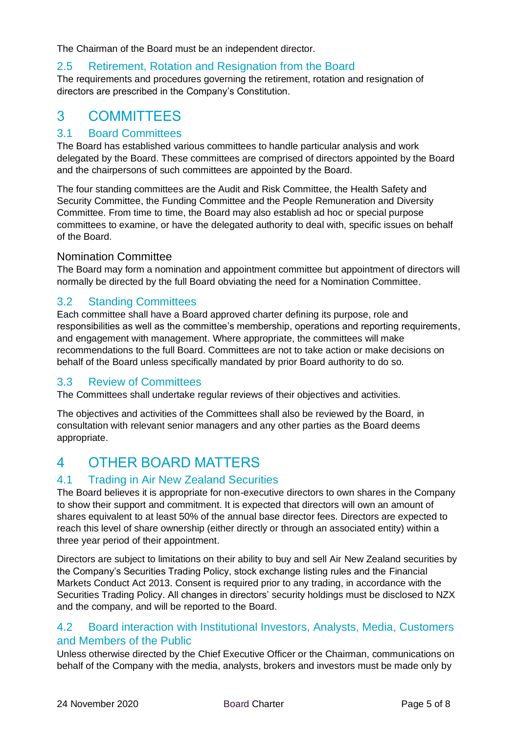The Chairman of the Board must be an independent director.

### 2.5 Retirement, Rotation and Resignation from the Board

The requirements and procedures governing the retirement, rotation and resignation of directors are prescribed in the Company's Constitution.

## 3 COMMITTEES

### 3.1 Board Committees

The Board has established various committees to handle particular analysis and work delegated by the Board. These committees are comprised of directors appointed by the Board and the chairpersons of such committees are appointed by the Board.

The four standing committees are the Audit and Risk Committee, the Health Safety and Security Committee, the Funding Committee and the People Remuneration and Diversity Committee. From time to time, the Board may also establish ad hoc or special purpose committees to examine, or have the delegated authority to deal with, specific issues on behalf of the Board.

#### Nomination Committee

The Board may form a nomination and appointment committee but appointment of directors will normally be directed by the full Board obviating the need for a Nomination Committee.

### 3.2 Standing Committees

Each committee shall have a Board approved charter defining its purpose, role and responsibilities as well as the committee's membership, operations and reporting requirements, and engagement with management. Where appropriate, the committees will make recommendations to the full Board. Committees are not to take action or make decisions on behalf of the Board unless specifically mandated by prior Board authority to do so.

### 3.3 Review of Committees

The Committees shall undertake regular reviews of their objectives and activities.

The objectives and activities of the Committees shall also be reviewed by the Board, in consultation with relevant senior managers and any other parties as the Board deems appropriate.

## 4 OTHER BOARD MATTERS

### 4.1 Trading in Air New Zealand Securities

The Board believes it is appropriate for non-executive directors to own shares in the Company to show their support and commitment. It is expected that directors will own an amount of shares equivalent to at least 50% of the annual base director fees. Directors are expected to reach this level of share ownership (either directly or through an associated entity) within a three year period of their appointment.

Directors are subject to limitations on their ability to buy and sell Air New Zealand securities by the Company's Securities Trading Policy, stock exchange listing rules and the Financial Markets Conduct Act 2013. Consent is required prior to any trading, in accordance with the Securities Trading Policy. All changes in directors' security holdings must be disclosed to NZX and the company, and will be reported to the Board.

### 4.2 Board interaction with Institutional Investors, Analysts, Media, Customers and Members of the Public

Unless otherwise directed by the Chief Executive Officer or the Chairman, communications on behalf of the Company with the media, analysts, brokers and investors must be made only by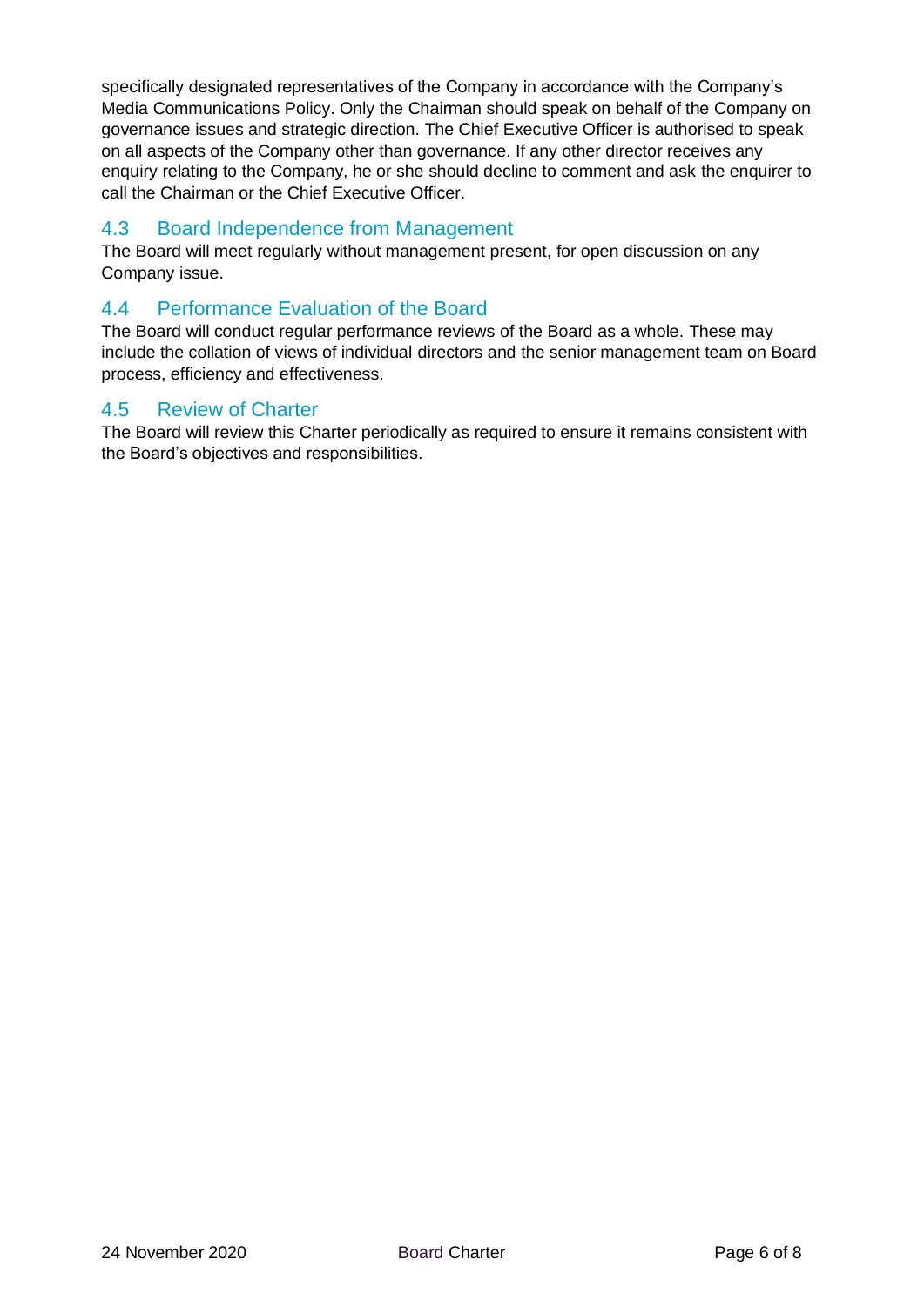specifically designated representatives of the Company in accordance with the Company's Media Communications Policy. Only the Chairman should speak on behalf of the Company on governance issues and strategic direction. The Chief Executive Officer is authorised to speak on all aspects of the Company other than governance. If any other director receives any enquiry relating to the Company, he or she should decline to comment and ask the enquirer to call the Chairman or the Chief Executive Officer.

## 4.3 Board Independence from Management

The Board will meet regularly without management present, for open discussion on any Company issue.

## 4.4 Performance Evaluation of the Board

The Board will conduct regular performance reviews of the Board as a whole. These may include the collation of views of individual directors and the senior management team on Board process, efficiency and effectiveness.

## 4.5 Review of Charter

The Board will review this Charter periodically as required to ensure it remains consistent with the Board's objectives and responsibilities.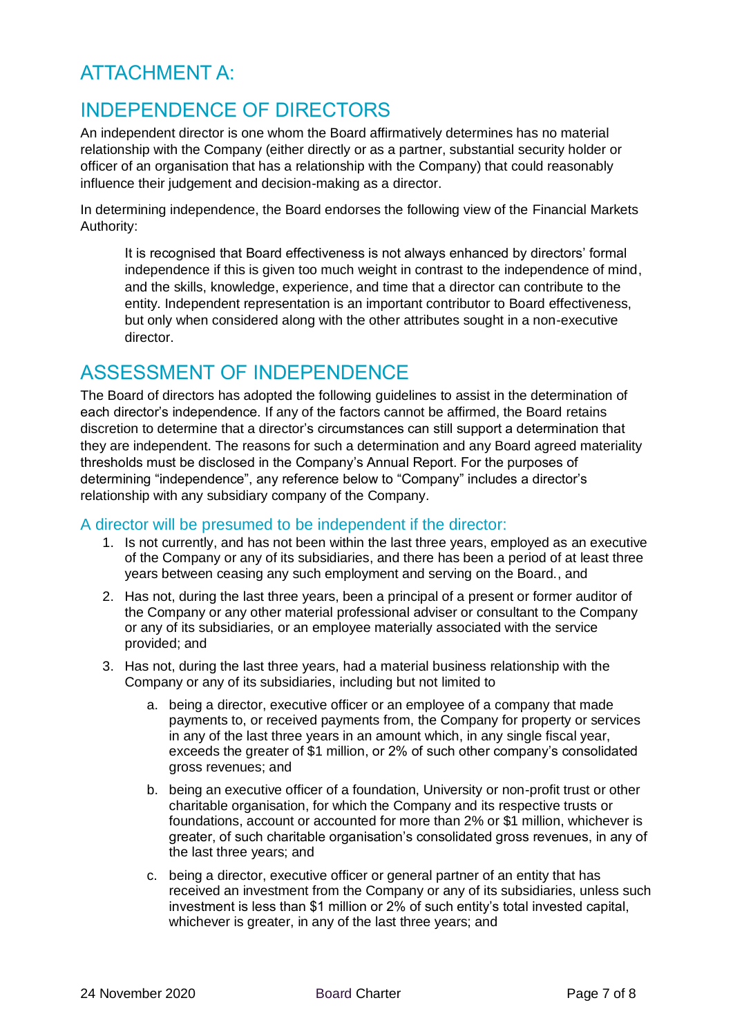# ATTACHMENT A:

## INDEPENDENCE OF DIRECTORS

An independent director is one whom the Board affirmatively determines has no material relationship with the Company (either directly or as a partner, substantial security holder or officer of an organisation that has a relationship with the Company) that could reasonably influence their judgement and decision-making as a director.

In determining independence, the Board endorses the following view of the Financial Markets Authority:

> It is recognised that Board effectiveness is not always enhanced by directors' formal independence if this is given too much weight in contrast to the independence of mind, and the skills, knowledge, experience, and time that a director can contribute to the entity. Independent representation is an important contributor to Board effectiveness, but only when considered along with the other attributes sought in a non-executive director.

## ASSESSMENT OF INDEPENDENCE

The Board of directors has adopted the following guidelines to assist in the determination of each director's independence. If any of the factors cannot be affirmed, the Board retains discretion to determine that a director's circumstances can still support a determination that they are independent. The reasons for such a determination and any Board agreed materiality thresholds must be disclosed in the Company's Annual Report. For the purposes of determining "independence", any reference below to "Company" includes a director's relationship with any subsidiary company of the Company.

### A director will be presumed to be independent if the director:

1. Is not currently, and has not been within the last three years, employed as an executive of the Company or any of its subsidiaries, and there has been a period of at least three years between ceasing any such employment and serving on the Board., and
2. Has not, during the last three years, been a principal of a present or former auditor of the Company or any other material professional adviser or consultant to the Company or any of its subsidiaries, or an employee materially associated with the service provided; and
3. Has not, during the last three years, had a material business relationship with the Company or any of its subsidiaries, including but not limited to
   a. being a director, executive officer or an employee of a company that made payments to, or received payments from, the Company for property or services in any of the last three years in an amount which, in any single fiscal year, exceeds the greater of $1 million, or 2% of such other company's consolidated gross revenues; and
   b. being an executive officer of a foundation, University or non-profit trust or other charitable organisation, for which the Company and its respective trusts or foundations, account or accounted for more than 2% or $1 million, whichever is greater, of such charitable organisation's consolidated gross revenues, in any of the last three years; and
   c. being a director, executive officer or general partner of an entity that has received an investment from the Company or any of its subsidiaries, unless such investment is less than $1 million or 2% of such entity's total invested capital, whichever is greater, in any of the last three years; and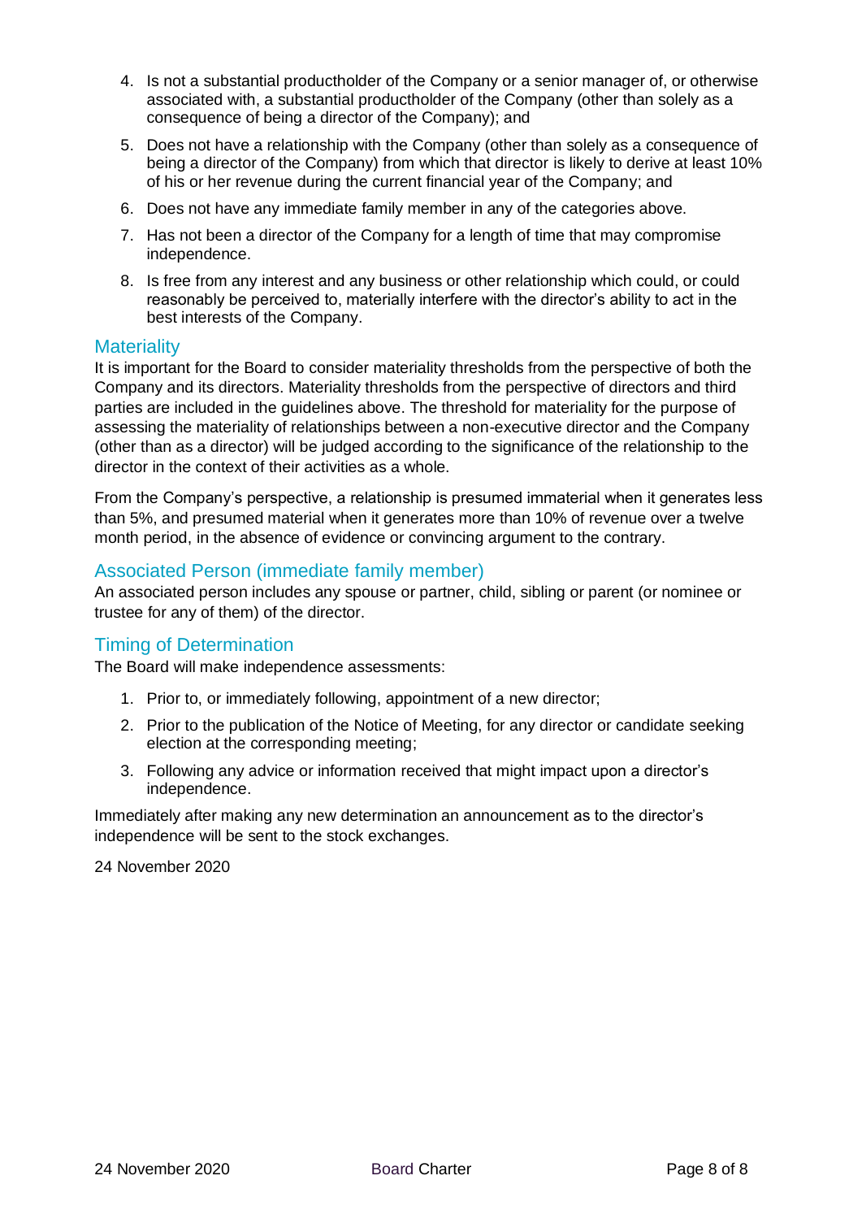4. Is not a substantial productholder of the Company or a senior manager of, or otherwise associated with, a substantial productholder of the Company (other than solely as a consequence of being a director of the Company); and
5. Does not have a relationship with the Company (other than solely as a consequence of being a director of the Company) from which that director is likely to derive at least 10% of his or her revenue during the current financial year of the Company; and
6. Does not have any immediate family member in any of the categories above.
7. Has not been a director of the Company for a length of time that may compromise independence.
8. Is free from any interest and any business or other relationship which could, or could reasonably be perceived to, materially interfere with the director's ability to act in the best interests of the Company.

## Materiality

It is important for the Board to consider materiality thresholds from the perspective of both the Company and its directors. Materiality thresholds from the perspective of directors and third parties are included in the guidelines above. The threshold for materiality for the purpose of assessing the materiality of relationships between a non-executive director and the Company (other than as a director) will be judged according to the significance of the relationship to the director in the context of their activities as a whole.

From the Company's perspective, a relationship is presumed immaterial when it generates less than 5%, and presumed material when it generates more than 10% of revenue over a twelve month period, in the absence of evidence or convincing argument to the contrary.

## Associated Person (immediate family member)

An associated person includes any spouse or partner, child, sibling or parent (or nominee or trustee for any of them) of the director.

## Timing of Determination

The Board will make independence assessments:

1. Prior to, or immediately following, appointment of a new director;
2. Prior to the publication of the Notice of Meeting, for any director or candidate seeking election at the corresponding meeting;
3. Following any advice or information received that might impact upon a director's independence.

Immediately after making any new determination an announcement as to the director's independence will be sent to the stock exchanges.

24 November 2020